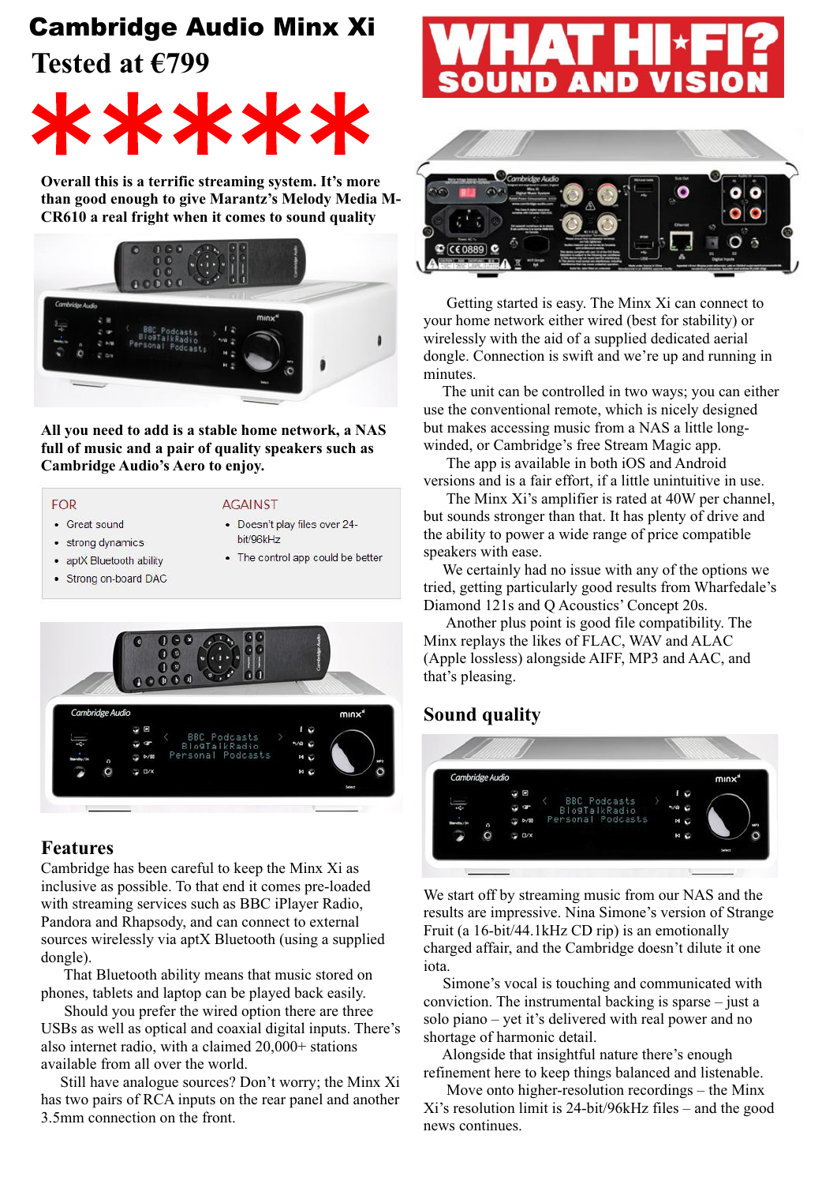# Cambridge Audio Minx Xi

## Tested at €799

*****

WHAT HI*FI? SOUND AND VISION

**Overall this is a terrific streaming system. It's more than good enough to give Marantz's Melody Media M-CR610 a real fright when it comes to sound quality**

**All you need to add is a stable home network, a NAS full of music and a pair of quality speakers such as Cambridge Audio's Aero to enjoy.**

| FOR | AGAINST |
|---|---|
| • Great sound | • Doesn't play files over 24-bit/96kHz |
| • strong dynamics | • The control app could be better |
| • aptX Bluetooth ability | |
| • Strong on-board DAC | |

## Features

Cambridge has been careful to keep the Minx Xi as inclusive as possible. To that end it comes pre-loaded with streaming services such as BBC iPlayer Radio, Pandora and Rhapsody, and can connect to external sources wirelessly via aptX Bluetooth (using a supplied dongle).

That Bluetooth ability means that music stored on phones, tablets and laptop can be played back easily.

Should you prefer the wired option there are three USBs as well as optical and coaxial digital inputs. There's also internet radio, with a claimed 20,000+ stations available from all over the world.

Still have analogue sources? Don't worry; the Minx Xi has two pairs of RCA inputs on the rear panel and another 3.5mm connection on the front.

Getting started is easy. The Minx Xi can connect to your home network either wired (best for stability) or wirelessly with the aid of a supplied dedicated aerial dongle. Connection is swift and we're up and running in minutes.

The unit can be controlled in two ways; you can either use the conventional remote, which is nicely designed but makes accessing music from a NAS a little long-winded, or Cambridge's free Stream Magic app.

The app is available in both iOS and Android versions and is a fair effort, if a little unintuitive in use.

The Minx Xi's amplifier is rated at 40W per channel, but sounds stronger than that. It has plenty of drive and the ability to power a wide range of price compatible speakers with ease.

We certainly had no issue with any of the options we tried, getting particularly good results from Wharfedale's Diamond 121s and Q Acoustics' Concept 20s.

Another plus point is good file compatibility. The Minx replays the likes of FLAC, WAV and ALAC (Apple lossless) alongside AIFF, MP3 and AAC, and that's pleasing.

## Sound quality

We start off by streaming music from our NAS and the results are impressive. Nina Simone's version of Strange Fruit (a 16-bit/44.1kHz CD rip) is an emotionally charged affair, and the Cambridge doesn't dilute it one iota.

Simone's vocal is touching and communicated with conviction. The instrumental backing is sparse – just a solo piano – yet it's delivered with real power and no shortage of harmonic detail.

Alongside that insightful nature there's enough refinement here to keep things balanced and listenable.

Move onto higher-resolution recordings – the Minx Xi's resolution limit is 24-bit/96kHz files – and the good news continues.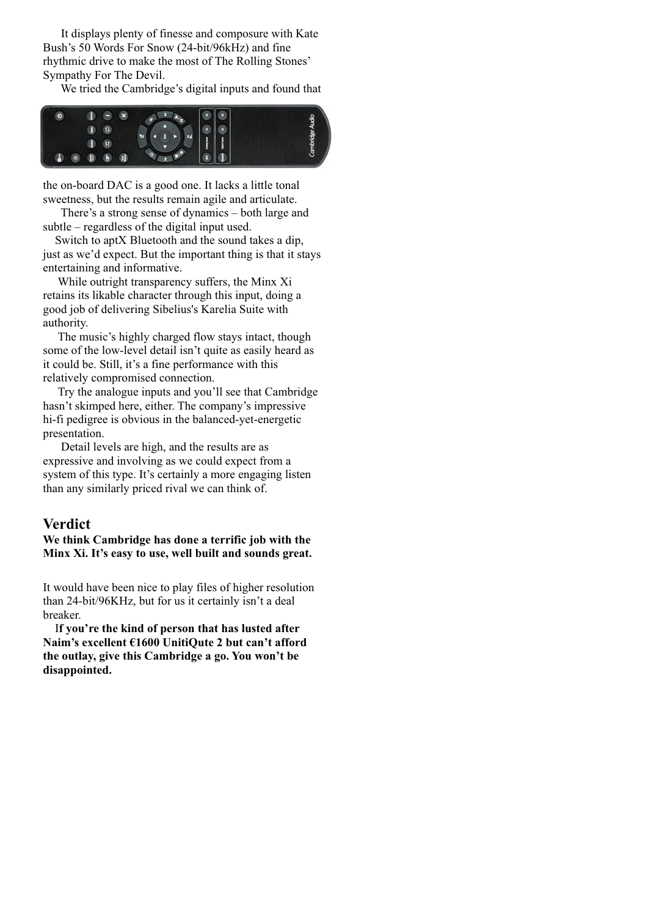It displays plenty of finesse and composure with Kate Bush's 50 Words For Snow (24-bit/96kHz) and fine rhythmic drive to make the most of The Rolling Stones' Sympathy For The Devil.

We tried the Cambridge's digital inputs and found that the on-board DAC is a good one. It lacks a little tonal sweetness, but the results remain agile and articulate.

There's a strong sense of dynamics – both large and subtle – regardless of the digital input used.

Switch to aptX Bluetooth and the sound takes a dip, just as we'd expect. But the important thing is that it stays entertaining and informative.

While outright transparency suffers, the Minx Xi retains its likable character through this input, doing a good job of delivering Sibelius's Karelia Suite with authority.

The music's highly charged flow stays intact, though some of the low-level detail isn't quite as easily heard as it could be. Still, it's a fine performance with this relatively compromised connection.

Try the analogue inputs and you'll see that Cambridge hasn't skimped here, either. The company's impressive hi-fi pedigree is obvious in the balanced-yet-energetic presentation.

Detail levels are high, and the results are as expressive and involving as we could expect from a system of this type. It's certainly a more engaging listen than any similarly priced rival we can think of.

## Verdict

**We think Cambridge has done a terrific job with the Minx Xi. It's easy to use, well built and sounds great.**

It would have been nice to play files of higher resolution than 24-bit/96KHz, but for us it certainly isn't a deal breaker.

**If you're the kind of person that has lusted after Naim's excellent €1600 UnitiQute 2 but can't afford the outlay, give this Cambridge a go. You won't be disappointed.**